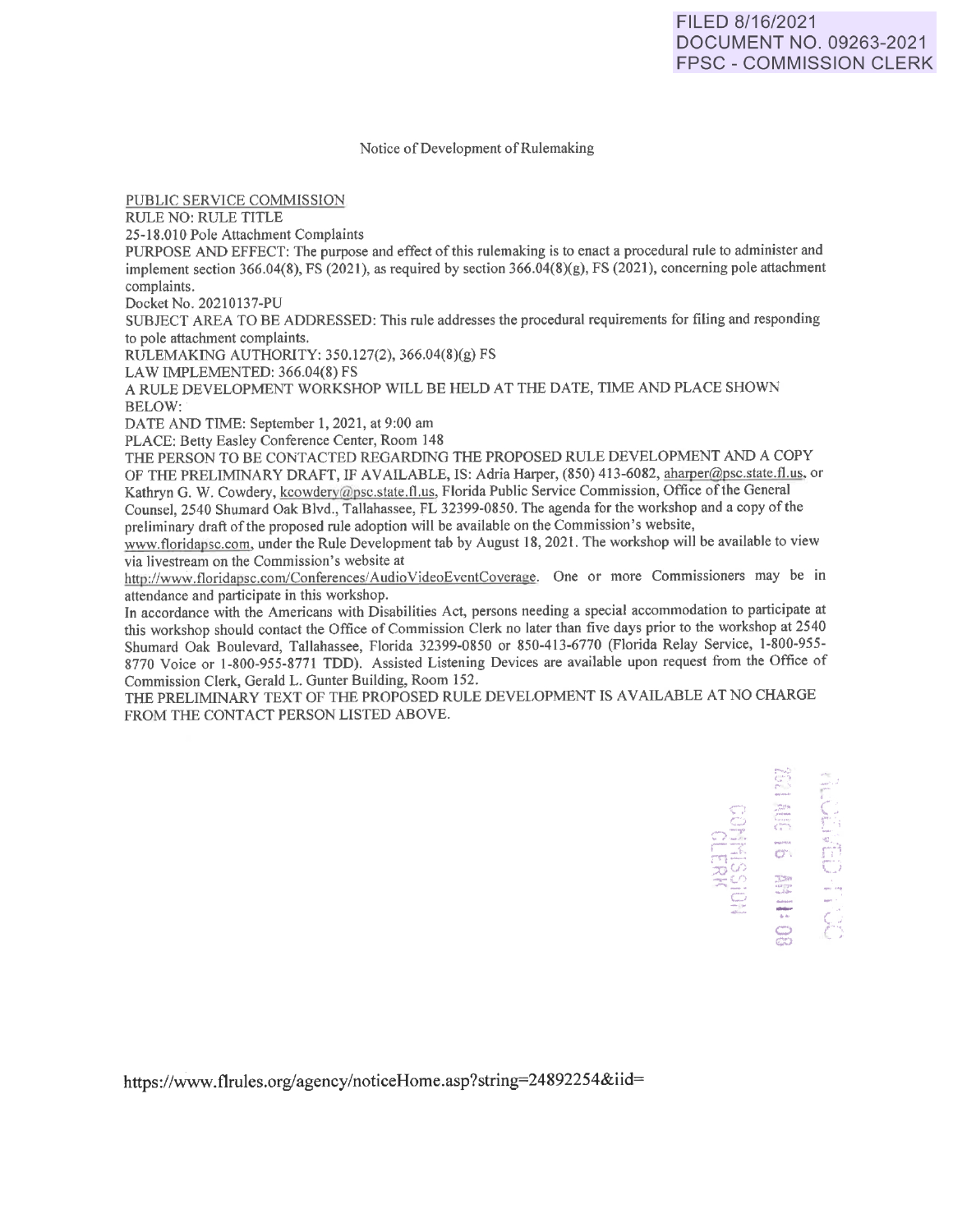FILED 8/16/2021
DOCUMENT NO. 09263-2021
FPSC - COMMISSION CLERK

Notice of Development of Rulemaking

PUBLIC SERVICE COMMISSION

RULE NO: RULE TITLE

25-18.010 Pole Attachment Complaints

PURPOSE AND EFFECT: The purpose and effect of this rulemaking is to enact a procedural rule to administer and implement section 366.04(8), FS (2021), as required by section 366.04(8)(g), FS (2021), concerning pole attachment complaints.

Docket No. 20210137-PU

SUBJECT AREA TO BE ADDRESSED: This rule addresses the procedural requirements for filing and responding to pole attachment complaints.

RULEMAKING AUTHORITY: 350.127(2), 366.04(8)(g) FS

LAW IMPLEMENTED: 366.04(8) FS

A RULE DEVELOPMENT WORKSHOP WILL BE HELD AT THE DATE, TIME AND PLACE SHOWN BELOW:

DATE AND TIME: September 1, 2021, at 9:00 am

PLACE: Betty Easley Conference Center, Room 148

THE PERSON TO BE CONTACTED REGARDING THE PROPOSED RULE DEVELOPMENT AND A COPY OF THE PRELIMINARY DRAFT, IF AVAILABLE, IS: Adria Harper, (850) 413-6082, aharper@psc.state.fl.us, or Kathryn G. W. Cowdery, kcowdery@psc.state.fl.us, Florida Public Service Commission, Office of the General Counsel, 2540 Shumard Oak Blvd., Tallahassee, FL 32399-0850. The agenda for the workshop and a copy of the preliminary draft of the proposed rule adoption will be available on the Commission's website, www.floridapsc.com, under the Rule Development tab by August 18, 2021. The workshop will be available to view via livestream on the Commission's website at http://www.floridapsc.com/Conferences/AudioVideoEventCoverage. One or more Commissioners may be in attendance and participate in this workshop.

In accordance with the Americans with Disabilities Act, persons needing a special accommodation to participate at this workshop should contact the Office of Commission Clerk no later than five days prior to the workshop at 2540 Shumard Oak Boulevard, Tallahassee, Florida 32399-0850 or 850-413-6770 (Florida Relay Service, 1-800-955-8770 Voice or 1-800-955-8771 TDD). Assisted Listening Devices are available upon request from the Office of Commission Clerk, Gerald L. Gunter Building, Room 152.

THE PRELIMINARY TEXT OF THE PROPOSED RULE DEVELOPMENT IS AVAILABLE AT NO CHARGE FROM THE CONTACT PERSON LISTED ABOVE.

RECEIVED-FPSC
2021 AUG 16 AM 11:08
COMMISSION CLERK

https://www.flrules.org/agency/noticeHome.asp?string=24892254&iid=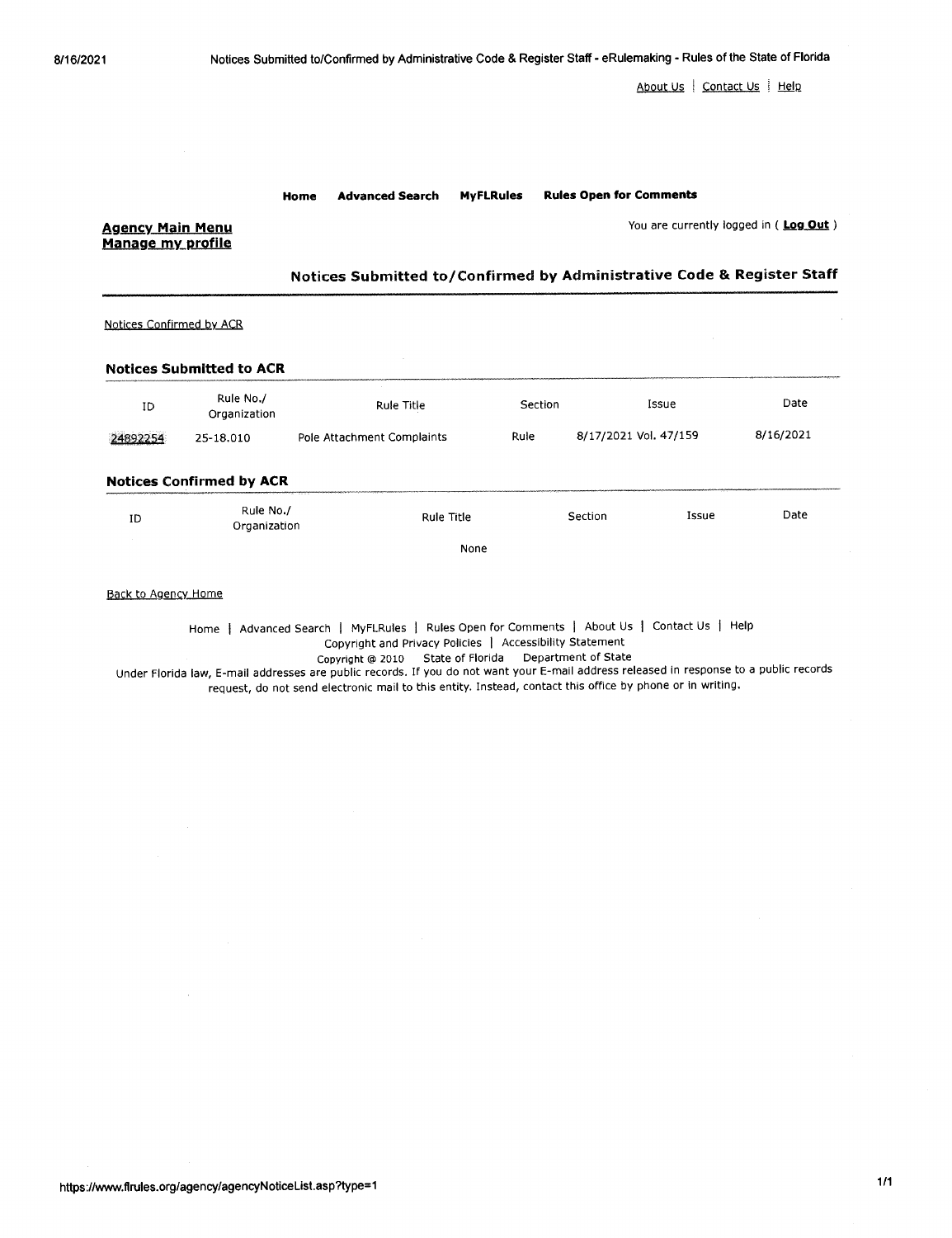About Us | Contact Us | Help

**Home** **Advanced Search** **MyFLRules** **Rules Open for Comments**

**Agency Main Menu**
**Manage my profile**

You are currently logged in ( **Log Out** )

## Notices Submitted to/Confirmed by Administrative Code & Register Staff

Notices Confirmed by ACR

### Notices Submitted to ACR

| ID | Rule No./ Organization | Rule Title | Section | Issue | Date |
|---|---|---|---|---|---|
| 24892254 | 25-18.010 | Pole Attachment Complaints | Rule | 8/17/2021 Vol. 47/159 | 8/16/2021 |

### Notices Confirmed by ACR

| ID | Rule No./ Organization | Rule Title | Section | Issue | Date |
|---|---|---|---|---|---|
| | | None | | | |

Back to Agency Home

Home | Advanced Search | MyFLRules | Rules Open for Comments | About Us | Contact Us | Help
Copyright and Privacy Policies | Accessibility Statement
Copyright @ 2010 State of Florida Department of State
Under Florida law, E-mail addresses are public records. If you do not want your E-mail address released in response to a public records request, do not send electronic mail to this entity. Instead, contact this office by phone or in writing.